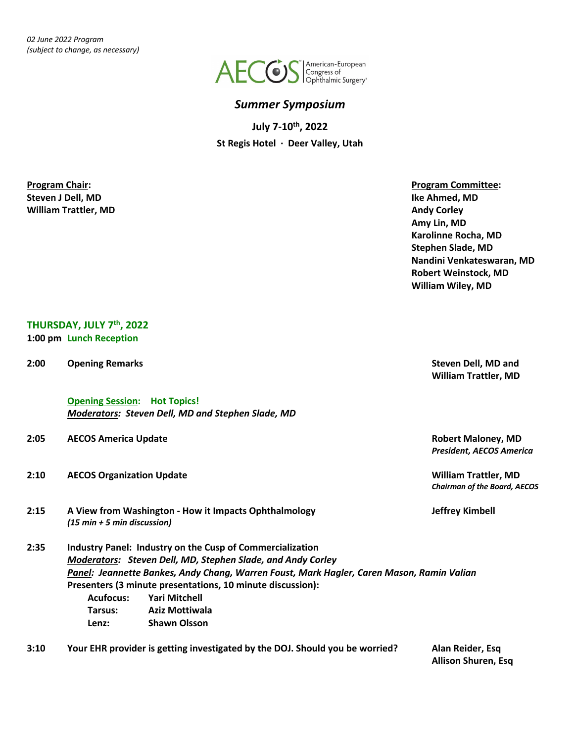*02 June 2022 Program*
*(subject to change, as necessary)*

AECOS American-European Congress of Ophthalmic Surgery

## *Summer Symposium*

**July 7-10th, 2022**

**St Regis Hotel · Deer Valley, Utah**

**Program Chair:**
**Steven J Dell, MD**
**William Trattler, MD**

**Program Committee:**
**Ike Ahmed, MD**
**Andy Corley**
**Amy Lin, MD**
**Karolinne Rocha, MD**
**Stephen Slade, MD**
**Nandini Venkateswaran, MD**
**Robert Weinstock, MD**
**William Wiley, MD**

### THURSDAY, JULY 7th, 2022

**1:00 pm Lunch Reception**

**2:00 Opening Remarks** — **Steven Dell, MD and William Trattler, MD**

**Opening Session: Hot Topics!**
***Moderators:* Steven Dell, MD and Stephen Slade, MD**

**2:05 AECOS America Update** — **Robert Maloney, MD**, ***President, AECOS America***

**2:10 AECOS Organization Update** — **William Trattler, MD**, ***Chairman of the Board, AECOS***

**2:15 A View from Washington - How it Impacts Ophthalmology** — **Jeffrey Kimbell**
***(15 min + 5 min discussion)***

**2:35 Industry Panel: Industry on the Cusp of Commercialization**
***Moderators:* Steven Dell, MD, Stephen Slade, and Andy Corley**
***Panel:* Jeannette Bankes, Andy Chang, Warren Foust, Mark Hagler, Caren Mason, Ramin Valian**
**Presenters (3 minute presentations, 10 minute discussion):**

- **Acufocus:** **Yari Mitchell**
- **Tarsus:** **Aziz Mottiwala**
- **Lenz:** **Shawn Olsson**

**3:10 Your EHR provider is getting investigated by the DOJ. Should you be worried?** — **Alan Reider, Esq**, **Allison Shuren, Esq**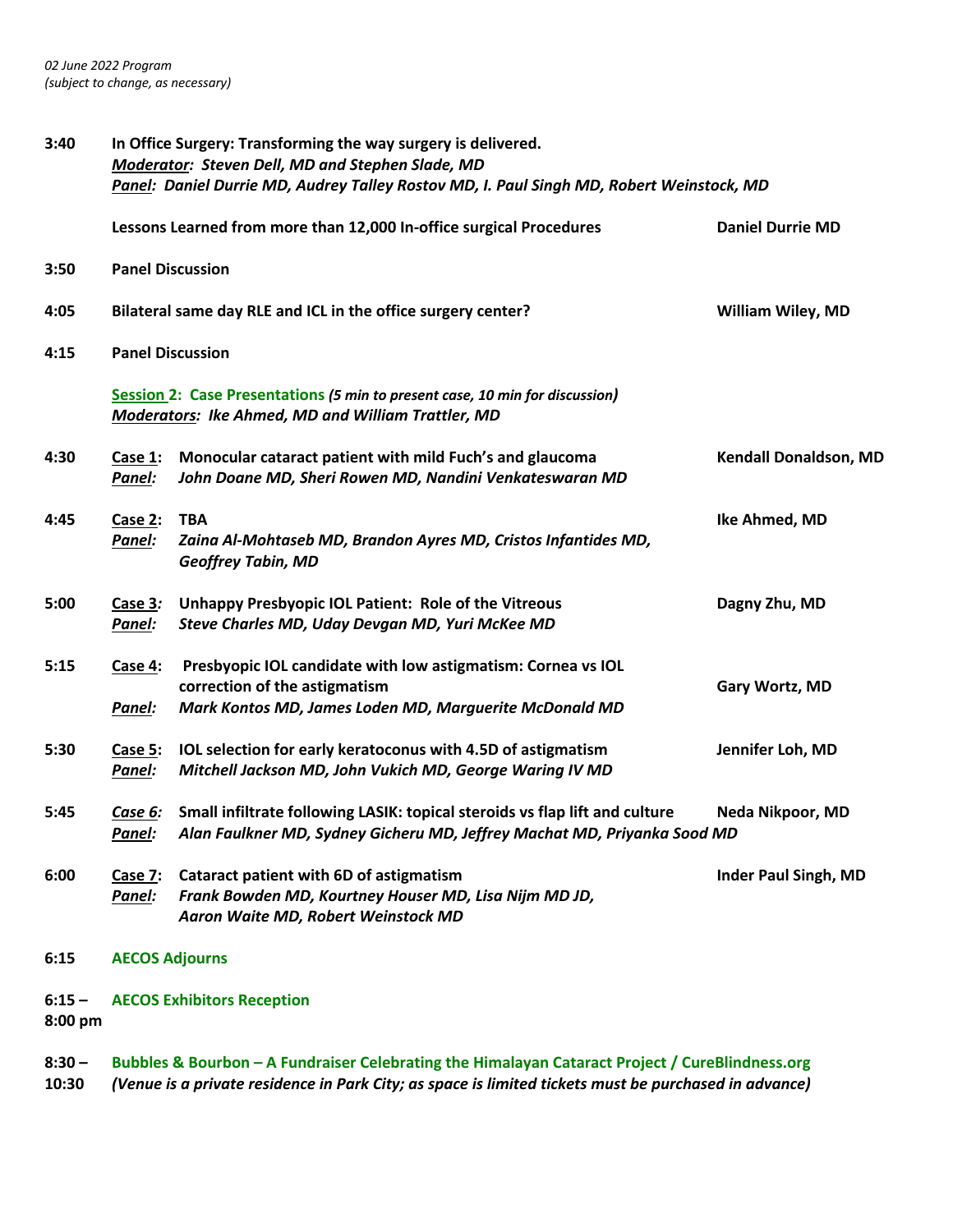*02 June 2022 Program*
*(subject to change, as necessary)*

**3:40** **In Office Surgery: Transforming the way surgery is delivered.**
***Moderator:* *Steven Dell, MD and Stephen Slade, MD***
***Panel:* *Daniel Durrie MD, Audrey Talley Rostov MD, I. Paul Singh MD, Robert Weinstock, MD***

**Lessons Learned from more than 12,000 In-office surgical Procedures** — **Daniel Durrie MD**

**3:50** **Panel Discussion**

**4:05** **Bilateral same day RLE and ICL in the office surgery center?** — **William Wiley, MD**

**4:15** **Panel Discussion**

**Session 2: Case Presentations** ***(5 min to present case, 10 min for discussion)***
***Moderators:* *Ike Ahmed, MD and William Trattler, MD***

**4:30** **Case 1:** **Monocular cataract patient with mild Fuch's and glaucoma** — **Kendall Donaldson, MD**
***Panel:*** ***John Doane MD, Sheri Rowen MD, Nandini Venkateswaran MD***

**4:45** **Case 2:** **TBA** — **Ike Ahmed, MD**
***Panel:*** ***Zaina Al-Mohtaseb MD, Brandon Ayres MD, Cristos Infantides MD, Geoffrey Tabin, MD***

**5:00** **Case 3:** **Unhappy Presbyopic IOL Patient: Role of the Vitreous** — **Dagny Zhu, MD**
***Panel:*** ***Steve Charles MD, Uday Devgan MD, Yuri McKee MD***

**5:15** **Case 4:** **Presbyopic IOL candidate with low astigmatism: Cornea vs IOL correction of the astigmatism** — **Gary Wortz, MD**
***Panel:*** ***Mark Kontos MD, James Loden MD, Marguerite McDonald MD***

**5:30** **Case 5:** **IOL selection for early keratoconus with 4.5D of astigmatism** — **Jennifer Loh, MD**
***Panel:*** ***Mitchell Jackson MD, John Vukich MD, George Waring IV MD***

**5:45** ***Case 6:*** **Small infiltrate following LASIK: topical steroids vs flap lift and culture** — **Neda Nikpoor, MD**
***Panel:*** ***Alan Faulkner MD, Sydney Gicheru MD, Jeffrey Machat MD, Priyanka Sood MD***

**6:00** **Case 7:** **Cataract patient with 6D of astigmatism** — **Inder Paul Singh, MD**
***Panel:*** ***Frank Bowden MD, Kourtney Houser MD, Lisa Nijm MD JD, Aaron Waite MD, Robert Weinstock MD***

**6:15** **AECOS Adjourns**

**6:15 – 8:00 pm** **AECOS Exhibitors Reception**

**8:30 – 10:30** **Bubbles & Bourbon – A Fundraiser Celebrating the Himalayan Cataract Project / CureBlindness.org**
***(Venue is a private residence in Park City; as space is limited tickets must be purchased in advance)***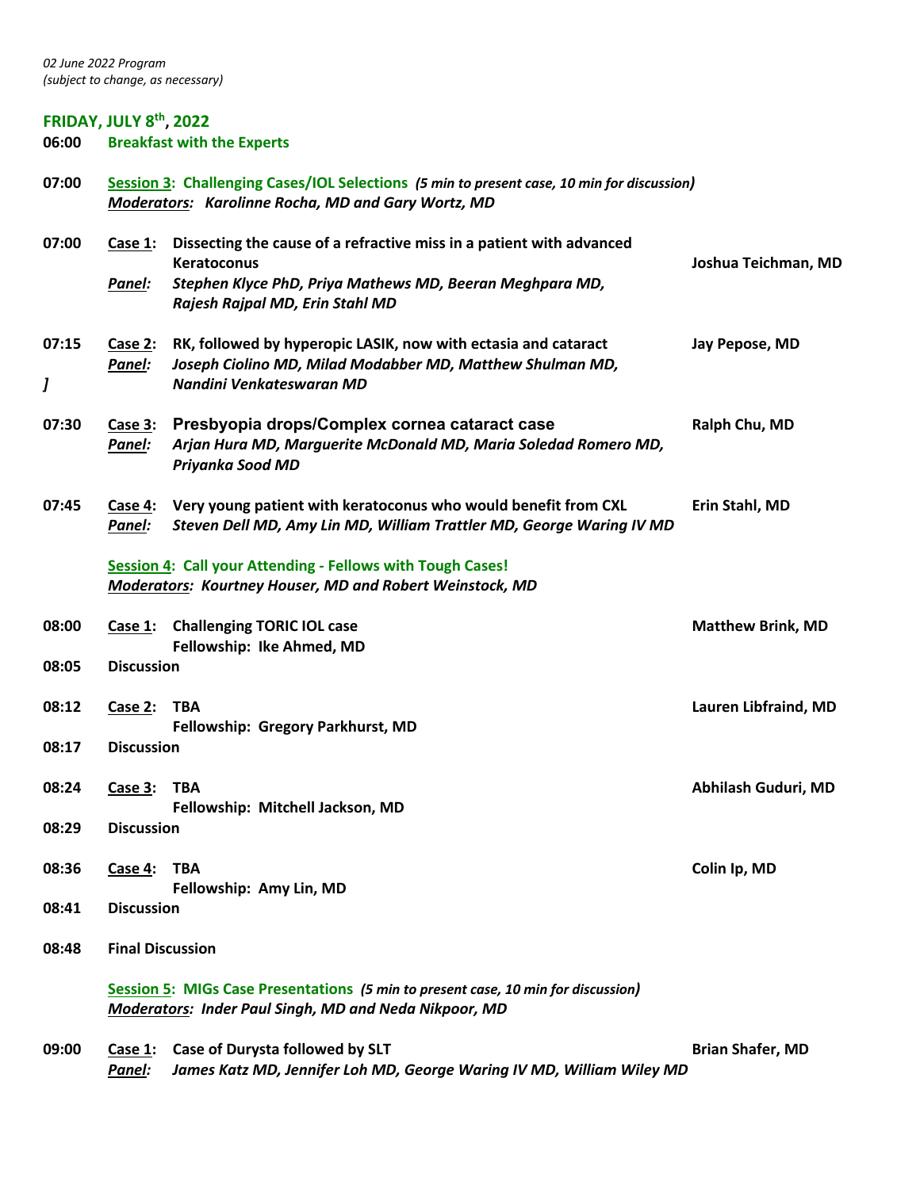*02 June 2022 Program*
*(subject to change, as necessary)*

## FRIDAY, JULY 8th, 2022

**06:00** **Breakfast with the Experts**

**07:00** **Session 3: Challenging Cases/IOL Selections** ***(5 min to present case, 10 min for discussion)***
***Moderators: Karolinne Rocha, MD and Gary Wortz, MD***

**07:00** **Case 1: Dissecting the cause of a refractive miss in a patient with advanced Keratoconus** — **Joshua Teichman, MD**
***Panel: Stephen Klyce PhD, Priya Mathews MD, Beeran Meghpara MD, Rajesh Rajpal MD, Erin Stahl MD***

**07:15** **Case 2: RK, followed by hyperopic LASIK, now with ectasia and cataract** — **Jay Pepose, MD**
***Panel: Joseph Ciolino MD, Milad Modabber MD, Matthew Shulman MD, Nandini Venkateswaran MD***

*]*

**07:30** **Case 3: Presbyopia drops/Complex cornea cataract case** — **Ralph Chu, MD**
***Panel: Arjan Hura MD, Marguerite McDonald MD, Maria Soledad Romero MD, Priyanka Sood MD***

**07:45** **Case 4: Very young patient with keratoconus who would benefit from CXL** — **Erin Stahl, MD**
***Panel: Steven Dell MD, Amy Lin MD, William Trattler MD, George Waring IV MD***

**Session 4: Call your Attending - Fellows with Tough Cases!**
***Moderators: Kourtney Houser, MD and Robert Weinstock, MD***

**08:00** **Case 1: Challenging TORIC IOL case** — **Matthew Brink, MD**
**Fellowship: Ike Ahmed, MD**

**08:05** **Discussion**

**08:12** **Case 2: TBA** — **Lauren Libfraind, MD**
**Fellowship: Gregory Parkhurst, MD**

**08:17** **Discussion**

**08:24** **Case 3: TBA** — **Abhilash Guduri, MD**
**Fellowship: Mitchell Jackson, MD**

**08:29** **Discussion**

**08:36** **Case 4: TBA** — **Colin Ip, MD**
**Fellowship: Amy Lin, MD**

**08:41** **Discussion**

**08:48** **Final Discussion**

**Session 5: MIGs Case Presentations** ***(5 min to present case, 10 min for discussion)***
***Moderators: Inder Paul Singh, MD and Neda Nikpoor, MD***

**09:00** **Case 1: Case of Durysta followed by SLT** — **Brian Shafer, MD**
***Panel: James Katz MD, Jennifer Loh MD, George Waring IV MD, William Wiley MD***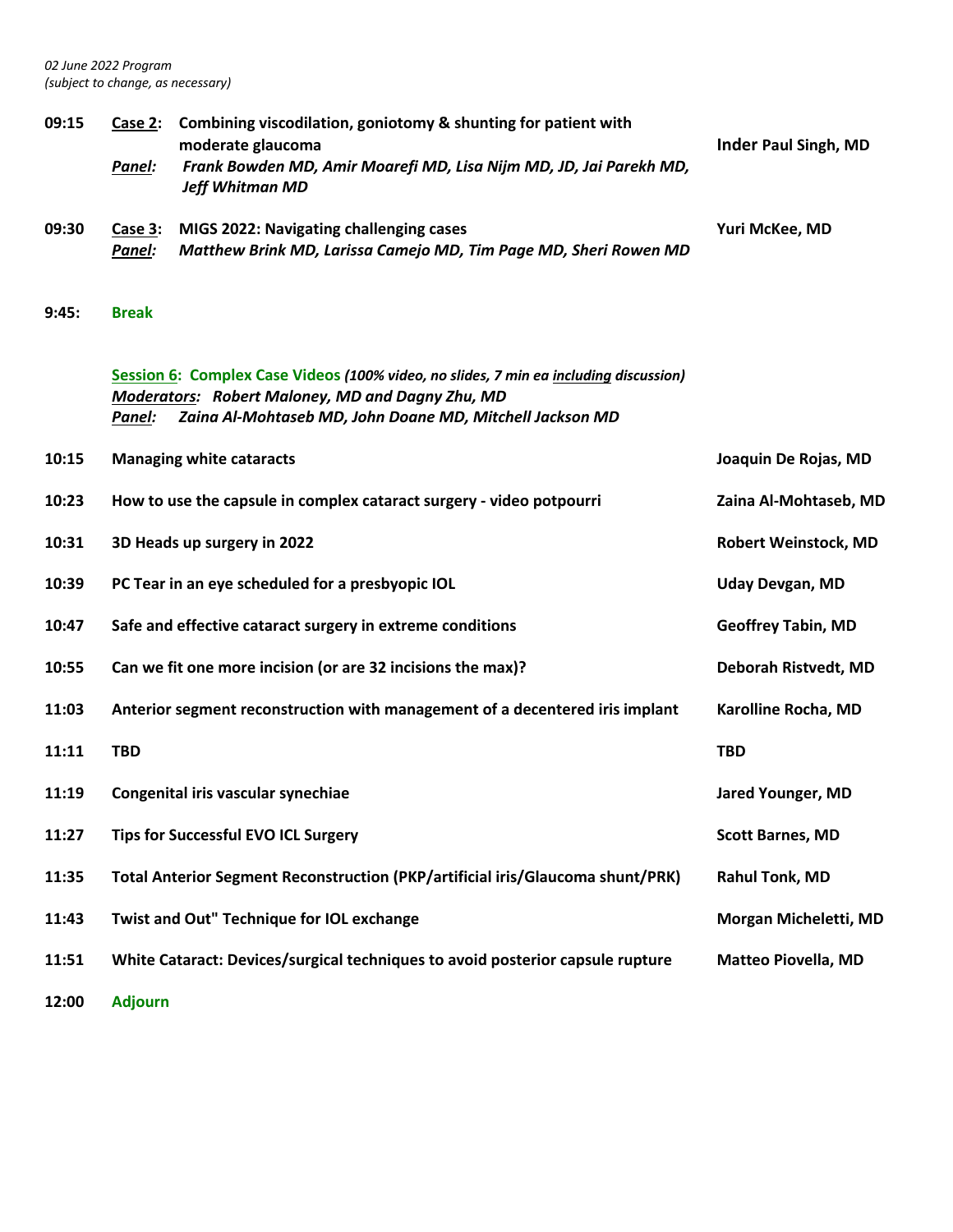*02 June 2022 Program*
*(subject to change, as necessary)*

**09:15** **Case 2:** **Combining viscodilation, goniotomy & shunting for patient with moderate glaucoma** — **Inder Paul Singh, MD**
*Panel: Frank Bowden MD, Amir Moarefi MD, Lisa Nijm MD, JD, Jai Parekh MD, Jeff Whitman MD*

**09:30** **Case 3:** **MIGS 2022: Navigating challenging cases** — **Yuri McKee, MD**
*Panel: Matthew Brink MD, Larissa Camejo MD, Tim Page MD, Sheri Rowen MD*

**9:45:** **Break**

**Session 6: Complex Case Videos** *(100% video, no slides, 7 min ea including discussion)*
*Moderators: Robert Maloney, MD and Dagny Zhu, MD*
*Panel: Zaina Al-Mohtaseb MD, John Doane MD, Mitchell Jackson MD*

| Time | Topic | Speaker |
|---|---|---|
| **10:15** | **Managing white cataracts** | **Joaquin De Rojas, MD** |
| **10:23** | **How to use the capsule in complex cataract surgery - video potpourri** | **Zaina Al-Mohtaseb, MD** |
| **10:31** | **3D Heads up surgery in 2022** | **Robert Weinstock, MD** |
| **10:39** | **PC Tear in an eye scheduled for a presbyopic IOL** | **Uday Devgan, MD** |
| **10:47** | **Safe and effective cataract surgery in extreme conditions** | **Geoffrey Tabin, MD** |
| **10:55** | **Can we fit one more incision (or are 32 incisions the max)?** | **Deborah Ristvedt, MD** |
| **11:03** | **Anterior segment reconstruction with management of a decentered iris implant** | **Karolline Rocha, MD** |
| **11:11** | **TBD** | **TBD** |
| **11:19** | **Congenital iris vascular synechiae** | **Jared Younger, MD** |
| **11:27** | **Tips for Successful EVO ICL Surgery** | **Scott Barnes, MD** |
| **11:35** | **Total Anterior Segment Reconstruction (PKP/artificial iris/Glaucoma shunt/PRK)** | **Rahul Tonk, MD** |
| **11:43** | **Twist and Out" Technique for IOL exchange** | **Morgan Micheletti, MD** |
| **11:51** | **White Cataract: Devices/surgical techniques to avoid posterior capsule rupture** | **Matteo Piovella, MD** |

**12:00** **Adjourn**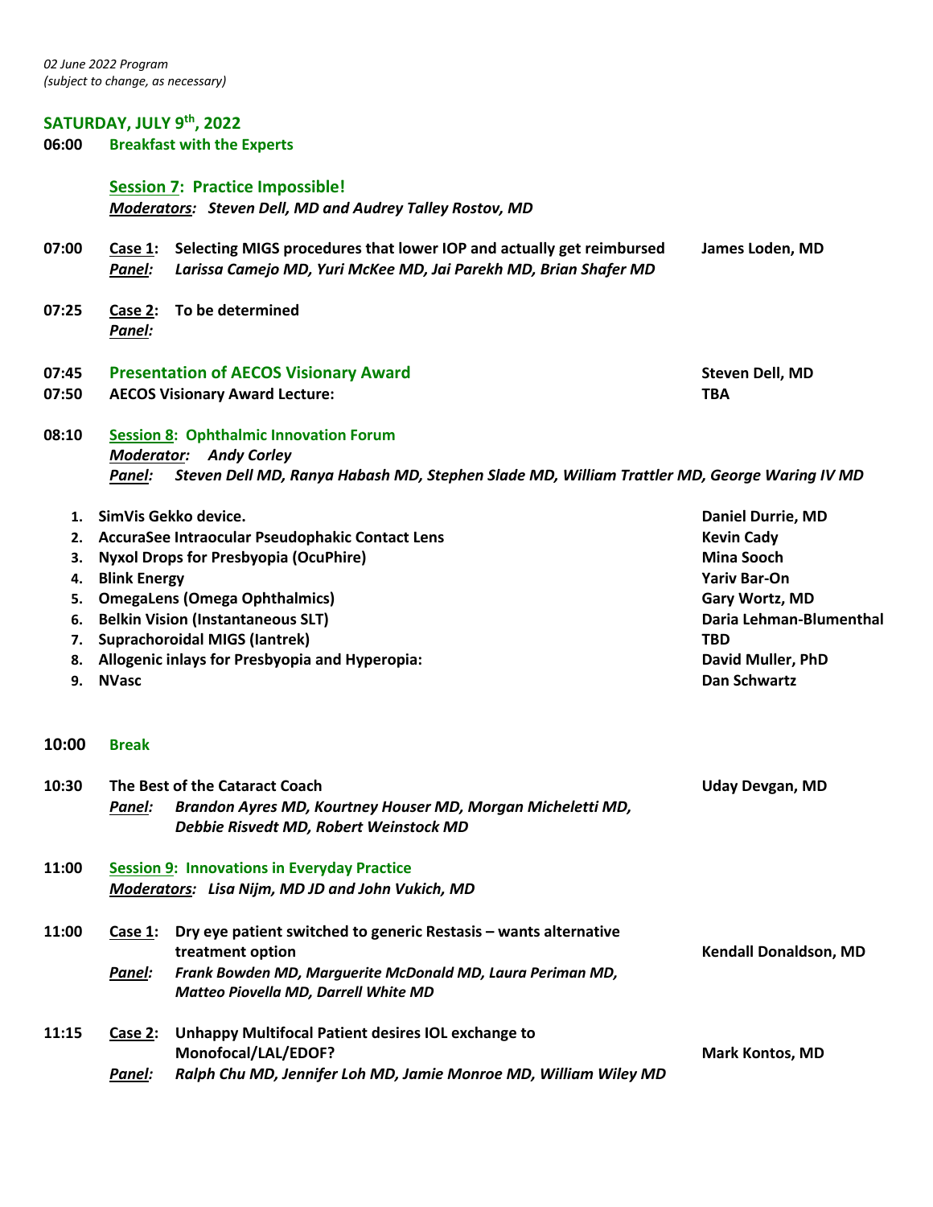*02 June 2022 Program*
*(subject to change, as necessary)*

## SATURDAY, JULY 9th, 2022

**06:00** **Breakfast with the Experts**

### Session 7: Practice Impossible!

***Moderators:*** ***Steven Dell, MD and Audrey Talley Rostov, MD***

**07:00** **Case 1:** **Selecting MIGS procedures that lower IOP and actually get reimbursed** — **James Loden, MD**
***Panel:*** ***Larissa Camejo MD, Yuri McKee MD, Jai Parekh MD, Brian Shafer MD***

**07:25** **Case 2:** **To be determined**
***Panel:***

**07:45** **Presentation of AECOS Visionary Award** — **Steven Dell, MD**
**07:50** **AECOS Visionary Award Lecture:** — **TBA**

**08:10** **Session 8: Ophthalmic Innovation Forum**
***Moderator:*** ***Andy Corley***
***Panel:*** ***Steven Dell MD, Ranya Habash MD, Stephen Slade MD, William Trattler MD, George Waring IV MD***

1. **SimVis Gekko device.** — **Daniel Durrie, MD**
2. **AccuraSee Intraocular Pseudophakic Contact Lens** — **Kevin Cady**
3. **Nyxol Drops for Presbyopia (OcuPhire)** — **Mina Sooch**
4. **Blink Energy** — **Yariv Bar-On**
5. **OmegaLens (Omega Ophthalmics)** — **Gary Wortz, MD**
6. **Belkin Vision (Instantaneous SLT)** — **Daria Lehman-Blumenthal**
7. **Suprachoroidal MIGS (Iantrek)** — **TBD**
8. **Allogenic inlays for Presbyopia and Hyperopia:** — **David Muller, PhD**
9. **NVasc** — **Dan Schwartz**

**10:00** **Break**

**10:30** **The Best of the Cataract Coach** — **Uday Devgan, MD**
***Panel:*** ***Brandon Ayres MD, Kourtney Houser MD, Morgan Micheletti MD, Debbie Risvedt MD, Robert Weinstock MD***

**11:00** **Session 9: Innovations in Everyday Practice**
***Moderators:*** ***Lisa Nijm, MD JD and John Vukich, MD***

**11:00** **Case 1:** **Dry eye patient switched to generic Restasis – wants alternative treatment option** — **Kendall Donaldson, MD**
***Panel:*** ***Frank Bowden MD, Marguerite McDonald MD, Laura Periman MD, Matteo Piovella MD, Darrell White MD***

**11:15** **Case 2:** **Unhappy Multifocal Patient desires IOL exchange to Monofocal/LAL/EDOF?** — **Mark Kontos, MD**
***Panel:*** ***Ralph Chu MD, Jennifer Loh MD, Jamie Monroe MD, William Wiley MD***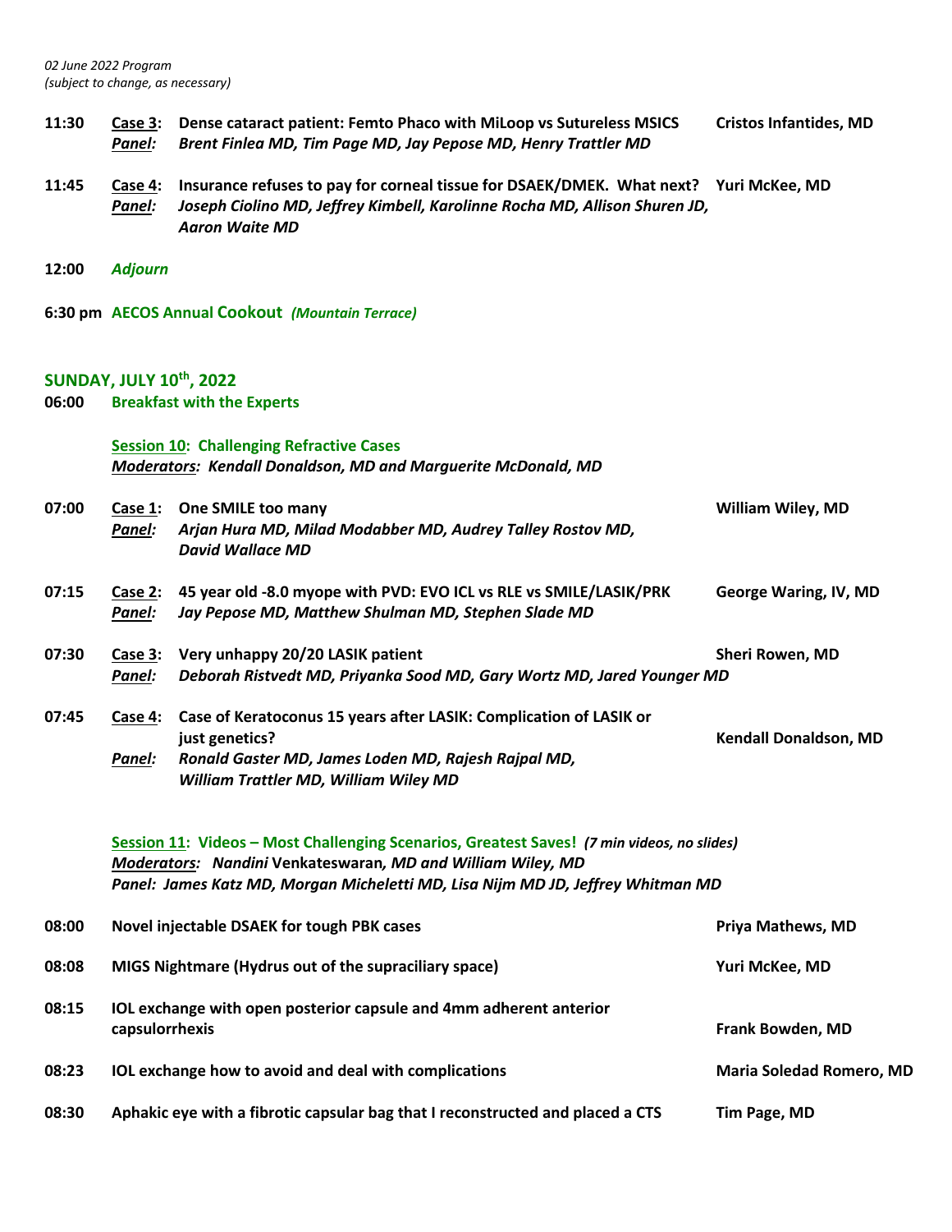*02 June 2022 Program*
*(subject to change, as necessary)*

**11:30** **Case 3:** **Dense cataract patient: Femto Phaco with MiLoop vs Sutureless MSICS** **Cristos Infantides, MD**
***Panel:*** ***Brent Finlea MD, Tim Page MD, Jay Pepose MD, Henry Trattler MD***

**11:45** **Case 4:** **Insurance refuses to pay for corneal tissue for DSAEK/DMEK. What next?** **Yuri McKee, MD**
***Panel:*** ***Joseph Ciolino MD, Jeffrey Kimbell, Karolinne Rocha MD, Allison Shuren JD, Aaron Waite MD***

**12:00** ***Adjourn***

**6:30 pm** **AECOS Annual Cookout** ***(Mountain Terrace)***

## SUNDAY, JULY 10th, 2022

**06:00** **Breakfast with the Experts**

### Session 10: Challenging Refractive Cases

***Moderators:*** ***Kendall Donaldson, MD and Marguerite McDonald, MD***

**07:00** **Case 1:** **One SMILE too many** **William Wiley, MD**
***Panel:*** ***Arjan Hura MD, Milad Modabber MD, Audrey Talley Rostov MD, David Wallace MD***

**07:15** **Case 2:** **45 year old -8.0 myope with PVD: EVO ICL vs RLE vs SMILE/LASIK/PRK** **George Waring, IV, MD**
***Panel:*** ***Jay Pepose MD, Matthew Shulman MD, Stephen Slade MD***

**07:30** **Case 3:** **Very unhappy 20/20 LASIK patient** **Sheri Rowen, MD**
***Panel:*** ***Deborah Ristvedt MD, Priyanka Sood MD, Gary Wortz MD, Jared Younger MD***

**07:45** **Case 4:** **Case of Keratoconus 15 years after LASIK: Complication of LASIK or just genetics?** **Kendall Donaldson, MD**
***Panel:*** ***Ronald Gaster MD, James Loden MD, Rajesh Rajpal MD, William Trattler MD, William Wiley MD***

### Session 11: Videos – Most Challenging Scenarios, Greatest Saves! *(7 min videos, no slides)*

***Moderators:*** ***Nandini Venkateswaran, MD and William Wiley, MD***
***Panel: James Katz MD, Morgan Micheletti MD, Lisa Nijm MD JD, Jeffrey Whitman MD***

**08:00** **Novel injectable DSAEK for tough PBK cases** **Priya Mathews, MD**

**08:08** **MIGS Nightmare (Hydrus out of the supraciliary space)** **Yuri McKee, MD**

**08:15** **IOL exchange with open posterior capsule and 4mm adherent anterior capsulorrhexis** **Frank Bowden, MD**

**08:23** **IOL exchange how to avoid and deal with complications** **Maria Soledad Romero, MD**

**08:30** **Aphakic eye with a fibrotic capsular bag that I reconstructed and placed a CTS** **Tim Page, MD**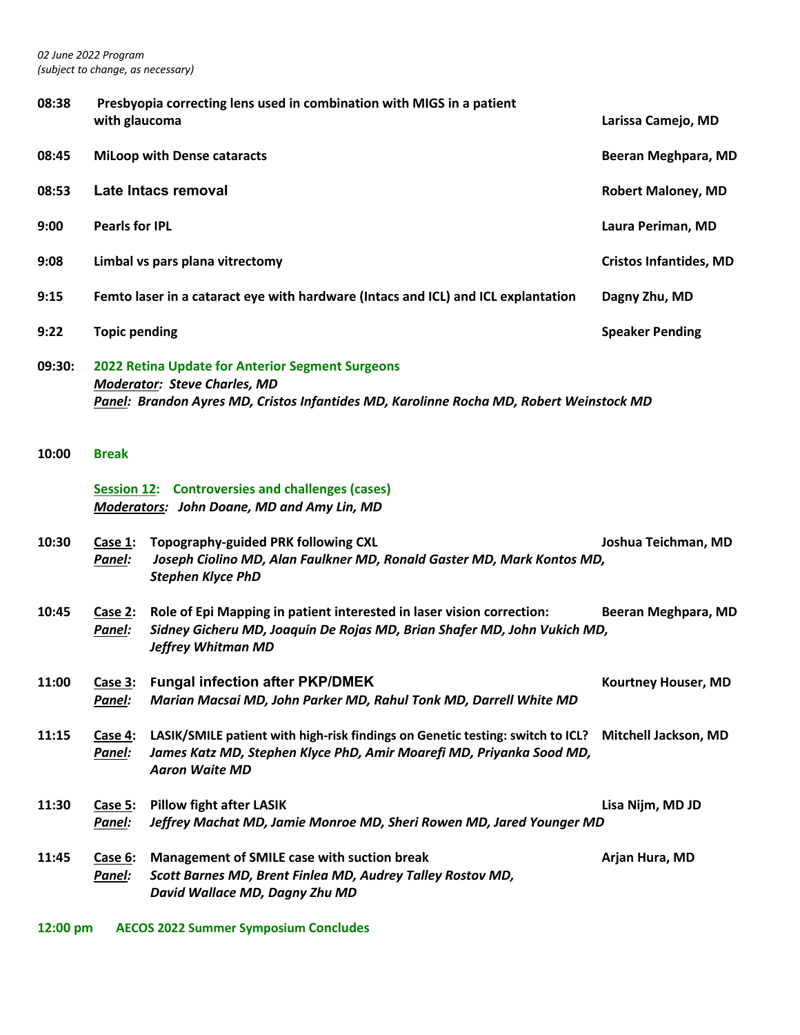*02 June 2022 Program*
*(subject to change, as necessary)*

**08:38** **Presbyopia correcting lens used in combination with MIGS in a patient with glaucoma** — **Larissa Camejo, MD**

**08:45** **MiLoop with Dense cataracts** — **Beeran Meghpara, MD**

**08:53** **Late Intacs removal** — **Robert Maloney, MD**

**9:00** **Pearls for IPL** — **Laura Periman, MD**

**9:08** **Limbal vs pars plana vitrectomy** — **Cristos Infantides, MD**

**9:15** **Femto laser in a cataract eye with hardware (Intacs and ICL) and ICL explantation** — **Dagny Zhu, MD**

**9:22** **Topic pending** — **Speaker Pending**

**09:30:** **2022 Retina Update for Anterior Segment Surgeons**
***Moderator:* Steve Charles, MD**
***Panel:* Brandon Ayres MD, Cristos Infantides MD, Karolinne Rocha MD, Robert Weinstock MD**

**10:00** **Break**

**Session 12: Controversies and challenges (cases)**
***Moderators:* John Doane, MD and Amy Lin, MD**

**10:30** **Case 1: Topography-guided PRK following CXL** — **Joshua Teichman, MD**
***Panel:* Joseph Ciolino MD, Alan Faulkner MD, Ronald Gaster MD, Mark Kontos MD, Stephen Klyce PhD**

**10:45** **Case 2: Role of Epi Mapping in patient interested in laser vision correction:** — **Beeran Meghpara, MD**
***Panel:* Sidney Gicheru MD, Joaquin De Rojas MD, Brian Shafer MD, John Vukich MD, Jeffrey Whitman MD**

**11:00** **Case 3: Fungal infection after PKP/DMEK** — **Kourtney Houser, MD**
***Panel:* Marian Macsai MD, John Parker MD, Rahul Tonk MD, Darrell White MD**

**11:15** **Case 4: LASIK/SMILE patient with high-risk findings on Genetic testing: switch to ICL?** — **Mitchell Jackson, MD**
***Panel:* James Katz MD, Stephen Klyce PhD, Amir Moarefi MD, Priyanka Sood MD, Aaron Waite MD**

**11:30** **Case 5: Pillow fight after LASIK** — **Lisa Nijm, MD JD**
***Panel:* Jeffrey Machat MD, Jamie Monroe MD, Sheri Rowen MD, Jared Younger MD**

**11:45** **Case 6: Management of SMILE case with suction break** — **Arjan Hura, MD**
***Panel:* Scott Barnes MD, Brent Finlea MD, Audrey Talley Rostov MD, David Wallace MD, Dagny Zhu MD**

**12:00 pm** **AECOS 2022 Summer Symposium Concludes**